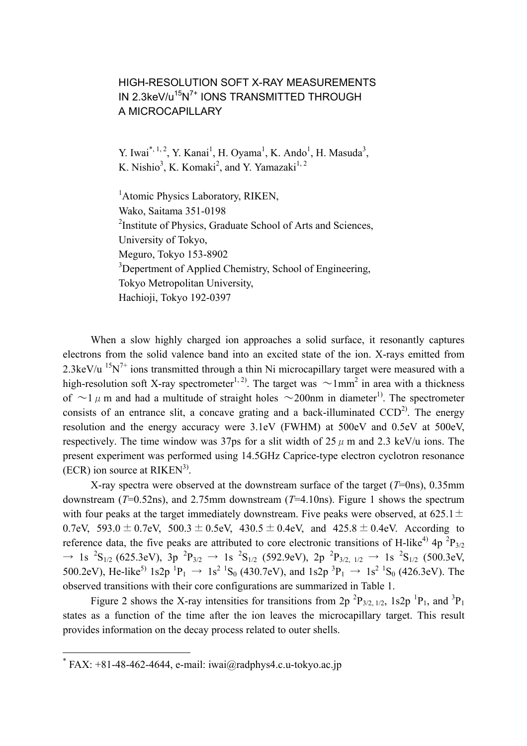# HIGH-RESOLUTION SOFT X-RAY MEASUREMENTS IN 2.3keV/u $^{15}N^{7+}$ IONS TRANSMITTED THROUGH A MICROCAPILLARY

Y. Iwai[*, 1, 2], Y. Kanai[1], H. Oyama[1], K. Ando[1], H. Masuda[3], K. Nishio[3], K. Komaki[2], and Y. Yamazaki[1, 2]

[1]Atomic Physics Laboratory, RIKEN,
Wako, Saitama 351-0198

[2]Institute of Physics, Graduate School of Arts and Sciences,
University of Tokyo,
Meguro, Tokyo 153-8902

[3]Depertment of Applied Chemistry, School of Engineering,
Tokyo Metropolitan University,
Hachioji, Tokyo 192-0397

When a slow highly charged ion approaches a solid surface, it resonantly captures electrons from the solid valence band into an excited state of the ion. X-rays emitted from 2.3keV/u $^{15}N^{7+}$ ions transmitted through a thin Ni microcapillary target were measured with a high-resolution soft X-ray spectrometer[1, 2]. The target was ~1mm$^2$ in area with a thickness of ~1 $\mu$m and had a multitude of straight holes ~200nm in diameter[1]. The spectrometer consists of an entrance slit, a concave grating and a back-illuminated CCD[2]. The energy resolution and the energy accuracy were 3.1eV (FWHM) at 500eV and 0.5eV at 500eV, respectively. The time window was 37ps for a slit width of 25 $\mu$m and 2.3 keV/u ions. The present experiment was performed using 14.5GHz Caprice-type electron cyclotron resonance (ECR) ion source at RIKEN[3].

X-ray spectra were observed at the downstream surface of the target ($T$=0ns), 0.35mm downstream ($T$=0.52ns), and 2.75mm downstream ($T$=4.10ns). Figure 1 shows the spectrum with four peaks at the target immediately downstream. Five peaks were observed, at 625.1 ± 0.7eV, 593.0 ± 0.7eV, 500.3 ± 0.5eV, 430.5 ± 0.4eV, and 425.8 ± 0.4eV. According to reference data, the five peaks are attributed to core electronic transitions of H-like[4] 4p $^2P_{3/2}$ → 1s $^2S_{1/2}$ (625.3eV), 3p $^2P_{3/2}$ → 1s $^2S_{1/2}$ (592.9eV), 2p $^2P_{3/2,\ 1/2}$ → 1s $^2S_{1/2}$ (500.3eV, 500.2eV), He-like[5] 1s2p $^1P_1$ → 1s$^2$ $^1S_0$ (430.7eV), and 1s2p $^3P_1$ → 1s$^2$ $^1S_0$ (426.3eV). The observed transitions with their core configurations are summarized in Table 1.

Figure 2 shows the X-ray intensities for transitions from 2p $^2P_{3/2,\ 1/2}$, 1s2p $^1P_1$, and $^3P_1$ states as a function of the time after the ion leaves the microcapillary target. This result provides information on the decay process related to outer shells.

[*] FAX: +81-48-462-4644, e-mail: iwai@radphys4.c.u-tokyo.ac.jp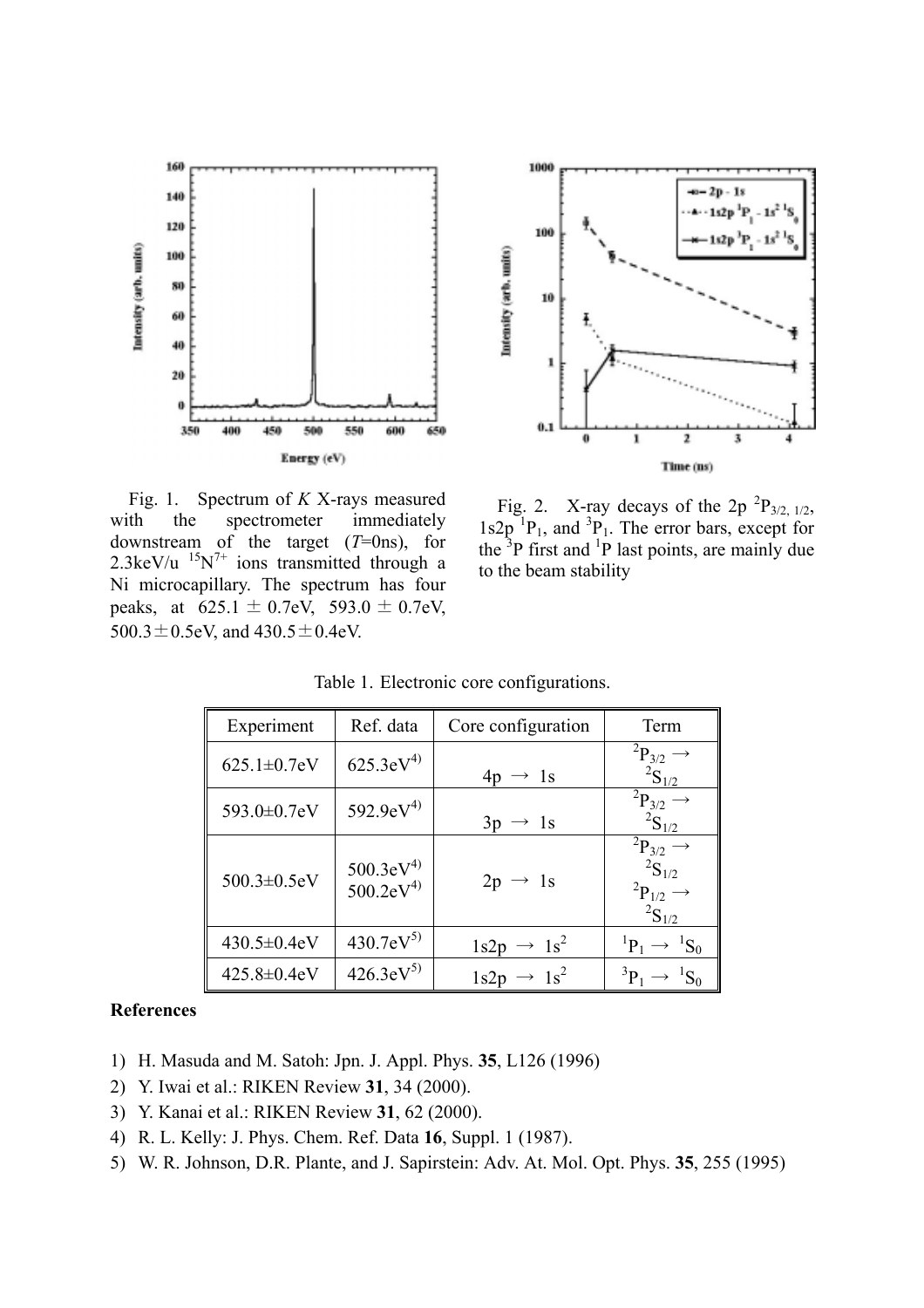160
140
120
100
80
60
40
20
0
Intensity (arb. units)
350 400 450 500 550 600 650
Energy (eV)

Fig. 1. Spectrum of *K* X-rays measured with the spectrometer immediately downstream of the target (*T*=0ns), for 2.3keV/u $^{15}N^{7+}$ ions transmitted through a Ni microcapillary. The spectrum has four peaks, at 625.1 ± 0.7eV, 593.0 ± 0.7eV, 500.3±0.5eV, and 430.5±0.4eV.

1000
100
10
1
0.1
Intensity (arb. units)
0 1 2 3 4
Time (ns)
2p - 1s
1s2p $^1P_1$ - 1s$^2$ $^1S_0$
1s2p $^3P_1$ - 1s$^2$ $^1S_0$

Fig. 2. X-ray decays of the 2p $^2P_{3/2,\,1/2}$, 1s2p $^1P_1$, and $^3P_1$. The error bars, except for the $^3P$ first and $^1P$ last points, are mainly due to the beam stability

Table 1. Electronic core configurations.

| Experiment | Ref. data | Core configuration | Term |
|---|---|---|---|
| 625.1±0.7eV | 625.3eV[4] | 4p → 1s | $^2P_{3/2}$ → $^2S_{1/2}$ |
| 593.0±0.7eV | 592.9eV[4] | 3p → 1s | $^2P_{3/2}$ → $^2S_{1/2}$ |
| 500.3±0.5eV | 500.3eV[4] 500.2eV[4] | 2p → 1s | $^2P_{3/2}$ → $^2S_{1/2}$ $^2P_{1/2}$ → $^2S_{1/2}$ |
| 430.5±0.4eV | 430.7eV[5] | 1s2p → 1s$^2$ | $^1P_1$ → $^1S_0$ |
| 425.8±0.4eV | 426.3eV[5] | 1s2p → 1s$^2$ | $^3P_1$ → $^1S_0$ |

**References**

1) H. Masuda and M. Satoh: Jpn. J. Appl. Phys. **35**, L126 (1996)
2) Y. Iwai et al.: RIKEN Review **31**, 34 (2000).
3) Y. Kanai et al.: RIKEN Review **31**, 62 (2000).
4) R. L. Kelly: J. Phys. Chem. Ref. Data **16**, Suppl. 1 (1987).
5) W. R. Johnson, D.R. Plante, and J. Sapirstein: Adv. At. Mol. Opt. Phys. **35**, 255 (1995)